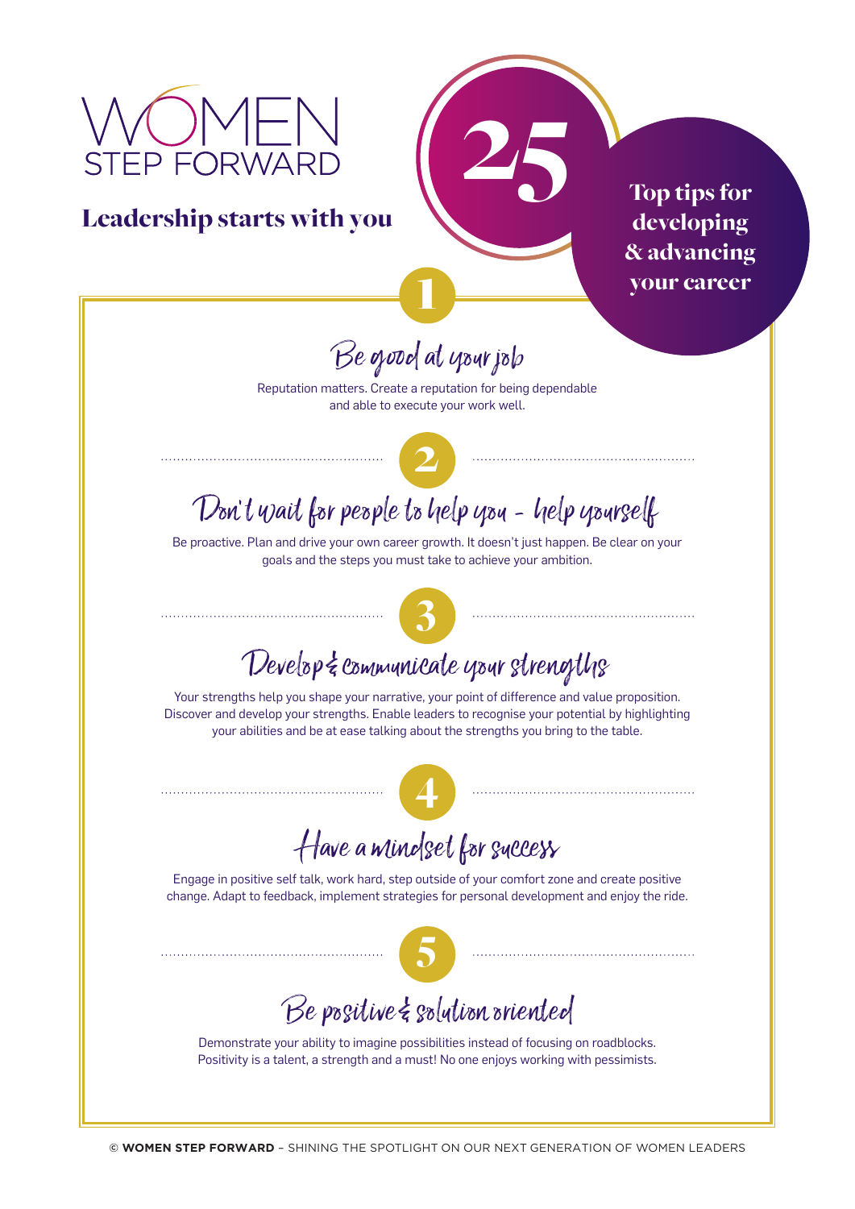# WOMEN STEP FORWARD

## Leadership starts with you

# 25 Top tips for developing & advancing your career

### 1 Be good at your job

Reputation matters. Create a reputation for being dependable and able to execute your work well.

### 2 Don't wait for people to help you - help yourself

Be proactive. Plan and drive your own career growth. It doesn't just happen. Be clear on your goals and the steps you must take to achieve your ambition.

### 3 Develop & communicate your strengths

Your strengths help you shape your narrative, your point of difference and value proposition. Discover and develop your strengths. Enable leaders to recognise your potential by highlighting your abilities and be at ease talking about the strengths you bring to the table.

### 4 Have a mindset for success

Engage in positive self talk, work hard, step outside of your comfort zone and create positive change. Adapt to feedback, implement strategies for personal development and enjoy the ride.

### 5 Be positive & solution oriented

Demonstrate your ability to imagine possibilities instead of focusing on roadblocks. Positivity is a talent, a strength and a must! No one enjoys working with pessimists.

© **WOMEN STEP FORWARD** – SHINING THE SPOTLIGHT ON OUR NEXT GENERATION OF WOMEN LEADERS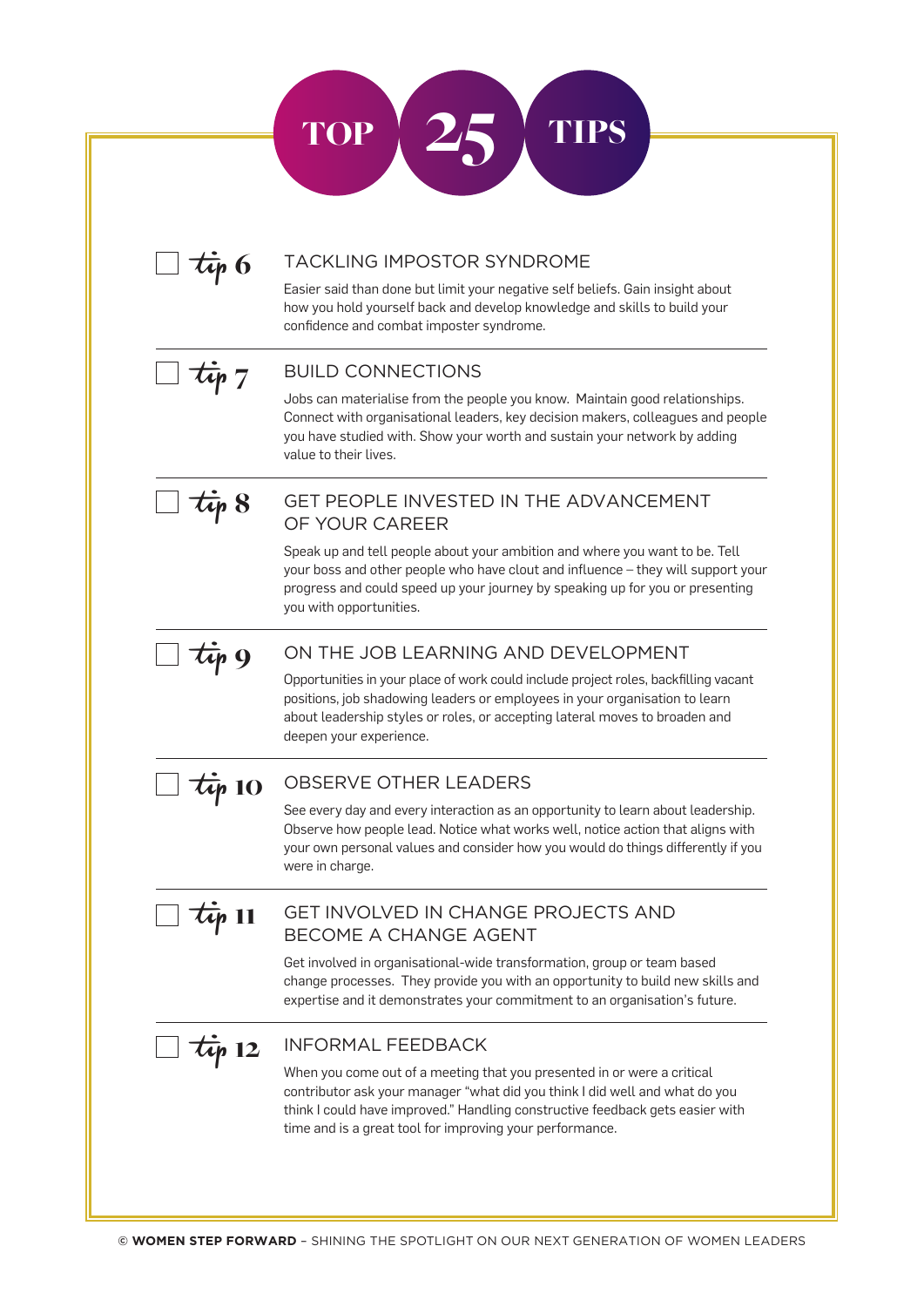# TOP 25 TIPS

- [ ] *tip* 6

## TACKLING IMPOSTOR SYNDROME

Easier said than done but limit your negative self beliefs. Gain insight about how you hold yourself back and develop knowledge and skills to build your confidence and combat imposter syndrome.

- [ ] *tip* 7

## BUILD CONNECTIONS

Jobs can materialise from the people you know. Maintain good relationships. Connect with organisational leaders, key decision makers, colleagues and people you have studied with. Show your worth and sustain your network by adding value to their lives.

- [ ] *tip* 8

## GET PEOPLE INVESTED IN THE ADVANCEMENT OF YOUR CAREER

Speak up and tell people about your ambition and where you want to be. Tell your boss and other people who have clout and influence – they will support your progress and could speed up your journey by speaking up for you or presenting you with opportunities.

- [ ] *tip* 9

## ON THE JOB LEARNING AND DEVELOPMENT

Opportunities in your place of work could include project roles, backfilling vacant positions, job shadowing leaders or employees in your organisation to learn about leadership styles or roles, or accepting lateral moves to broaden and deepen your experience.

- [ ] *tip* 10

## OBSERVE OTHER LEADERS

See every day and every interaction as an opportunity to learn about leadership. Observe how people lead. Notice what works well, notice action that aligns with your own personal values and consider how you would do things differently if you were in charge.

- [ ] *tip* 11

## GET INVOLVED IN CHANGE PROJECTS AND BECOME A CHANGE AGENT

Get involved in organisational-wide transformation, group or team based change processes. They provide you with an opportunity to build new skills and expertise and it demonstrates your commitment to an organisation's future.

- [ ] *tip* 12

## INFORMAL FEEDBACK

When you come out of a meeting that you presented in or were a critical contributor ask your manager "what did you think I did well and what do you think I could have improved." Handling constructive feedback gets easier with time and is a great tool for improving your performance.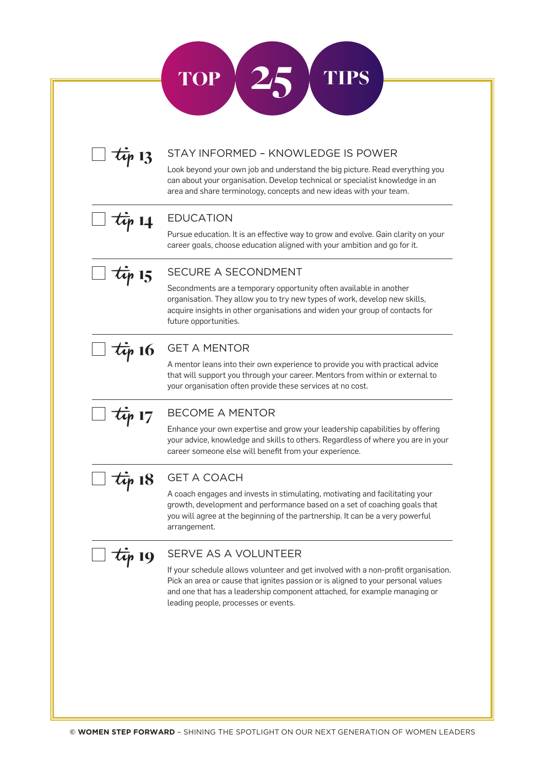# TOP 25 TIPS

## tip 13 — STAY INFORMED – KNOWLEDGE IS POWER

Look beyond your own job and understand the big picture. Read everything you can about your organisation. Develop technical or specialist knowledge in an area and share terminology, concepts and new ideas with your team.

## tip 14 — EDUCATION

Pursue education. It is an effective way to grow and evolve. Gain clarity on your career goals, choose education aligned with your ambition and go for it.

## tip 15 — SECURE A SECONDMENT

Secondments are a temporary opportunity often available in another organisation. They allow you to try new types of work, develop new skills, acquire insights in other organisations and widen your group of contacts for future opportunities.

## tip 16 — GET A MENTOR

A mentor leans into their own experience to provide you with practical advice that will support you through your career. Mentors from within or external to your organisation often provide these services at no cost.

## tip 17 — BECOME A MENTOR

Enhance your own expertise and grow your leadership capabilities by offering your advice, knowledge and skills to others. Regardless of where you are in your career someone else will benefit from your experience.

## tip 18 — GET A COACH

A coach engages and invests in stimulating, motivating and facilitating your growth, development and performance based on a set of coaching goals that you will agree at the beginning of the partnership. It can be a very powerful arrangement.

## tip 19 — SERVE AS A VOLUNTEER

If your schedule allows volunteer and get involved with a non-profit organisation. Pick an area or cause that ignites passion or is aligned to your personal values and one that has a leadership component attached, for example managing or leading people, processes or events.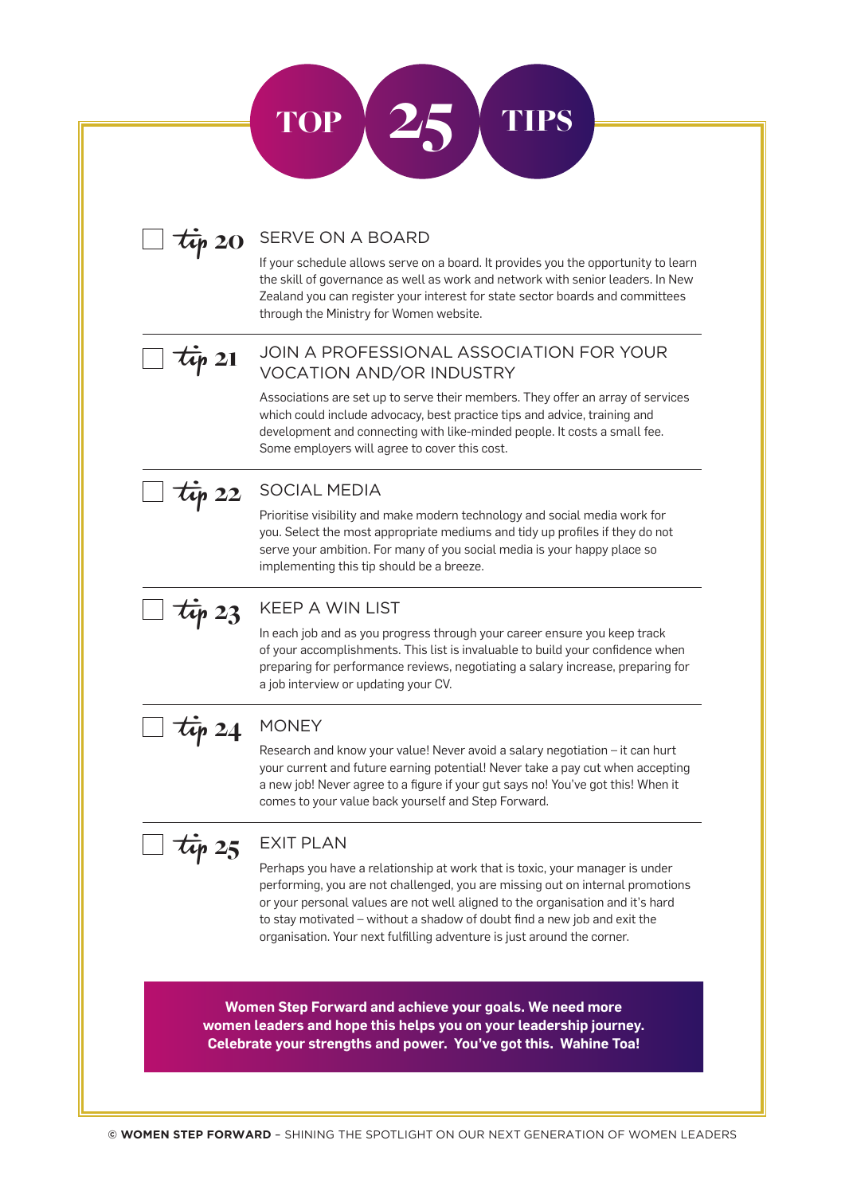# TOP 25 TIPS

- [ ] **tip 20**

## SERVE ON A BOARD

If your schedule allows serve on a board. It provides you the opportunity to learn the skill of governance as well as work and network with senior leaders. In New Zealand you can register your interest for state sector boards and committees through the Ministry for Women website.

- [ ] **tip 21**

## JOIN A PROFESSIONAL ASSOCIATION FOR YOUR VOCATION AND/OR INDUSTRY

Associations are set up to serve their members. They offer an array of services which could include advocacy, best practice tips and advice, training and development and connecting with like-minded people. It costs a small fee. Some employers will agree to cover this cost.

- [ ] **tip 22**

## SOCIAL MEDIA

Prioritise visibility and make modern technology and social media work for you. Select the most appropriate mediums and tidy up profiles if they do not serve your ambition. For many of you social media is your happy place so implementing this tip should be a breeze.

- [ ] **tip 23**

## KEEP A WIN LIST

In each job and as you progress through your career ensure you keep track of your accomplishments. This list is invaluable to build your confidence when preparing for performance reviews, negotiating a salary increase, preparing for a job interview or updating your CV.

- [ ] **tip 24**

## MONEY

Research and know your value! Never avoid a salary negotiation – it can hurt your current and future earning potential! Never take a pay cut when accepting a new job! Never agree to a figure if your gut says no! You've got this! When it comes to your value back yourself and Step Forward.

- [ ] **tip 25**

## EXIT PLAN

Perhaps you have a relationship at work that is toxic, your manager is under performing, you are not challenged, you are missing out on internal promotions or your personal values are not well aligned to the organisation and it's hard to stay motivated – without a shadow of doubt find a new job and exit the organisation. Your next fulfilling adventure is just around the corner.

**Women Step Forward and achieve your goals. We need more women leaders and hope this helps you on your leadership journey. Celebrate your strengths and power. You've got this. Wahine Toa!**

© **WOMEN STEP FORWARD** – SHINING THE SPOTLIGHT ON OUR NEXT GENERATION OF WOMEN LEADERS